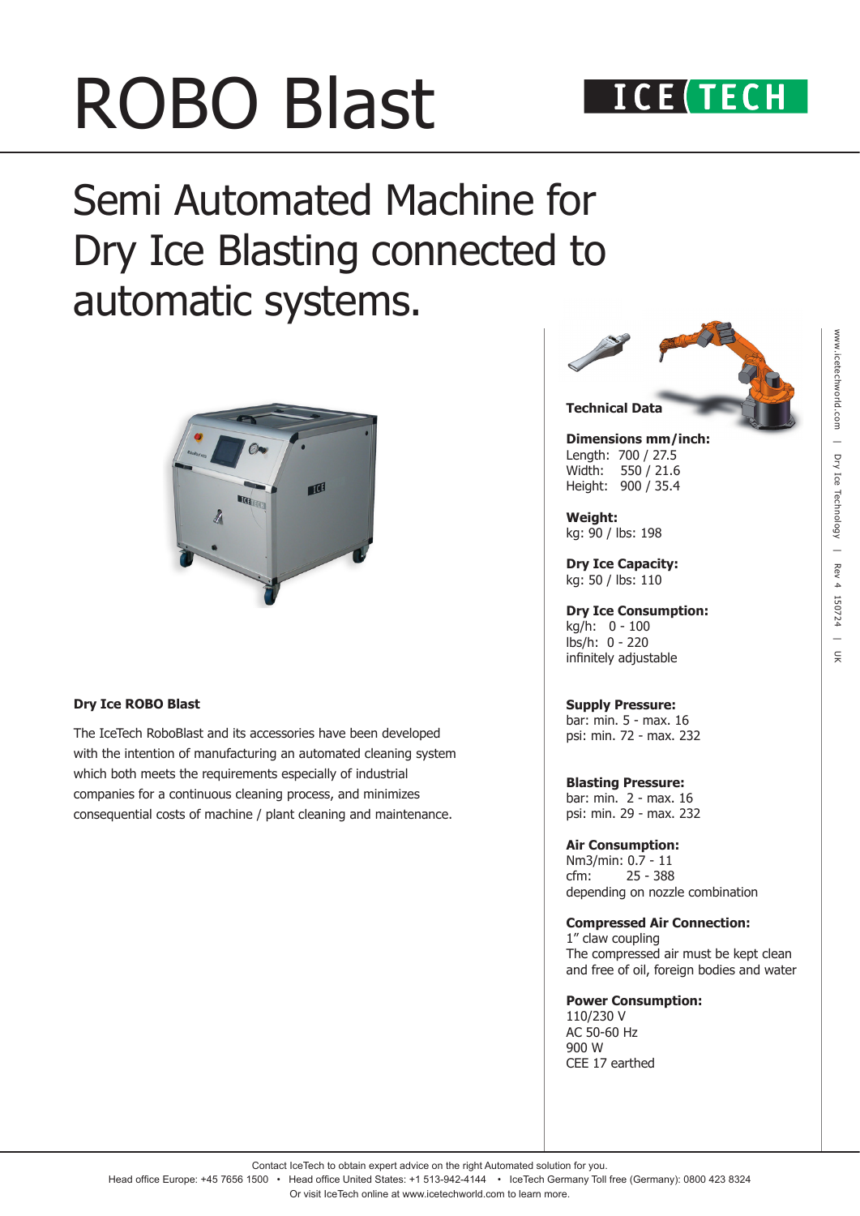# ROBO Blast

## Semi Automated Machine for Dry Ice Blasting connected to automatic systems.

### Dry Ice ROBO Blast

The IceTech RoboBlast and its accessories have been developed with the intention of manufacturing an automated cleaning system which both meets the requirements especially of industrial companies for a continuous cleaning process, and minimizes consequential costs of machine / plant cleaning and maintenance.

### Technical Data

**Dimensions mm/inch:**
Length: 700 / 27.5
Width: 550 / 21.6
Height: 900 / 35.4

**Weight:**
kg: 90 / lbs: 198

**Dry Ice Capacity:**
kg: 50 / lbs: 110

**Dry Ice Consumption:**
kg/h: 0 - 100
lbs/h: 0 - 220
infinitely adjustable

**Supply Pressure:**
bar: min. 5 - max. 16
psi: min. 72 - max. 232

**Blasting Pressure:**
bar: min. 2 - max. 16
psi: min. 29 - max. 232

**Air Consumption:**
Nm3/min: 0.7 - 11
cfm: 25 - 388
depending on nozzle combination

**Compressed Air Connection:**
1" claw coupling
The compressed air must be kept clean and free of oil, foreign bodies and water

**Power Consumption:**
110/230 V
AC 50-60 Hz
900 W
CEE 17 earthed

www.icetechworld.com | Dry Ice Technology | Rev 4 150724 | UK

Contact IceTech to obtain expert advice on the right Automated solution for you.
Head office Europe: +45 7656 1500 • Head office United States: +1 513-942-4144 • IceTech Germany Toll free (Germany): 0800 423 8324
Or visit IceTech online at www.icetechworld.com to learn more.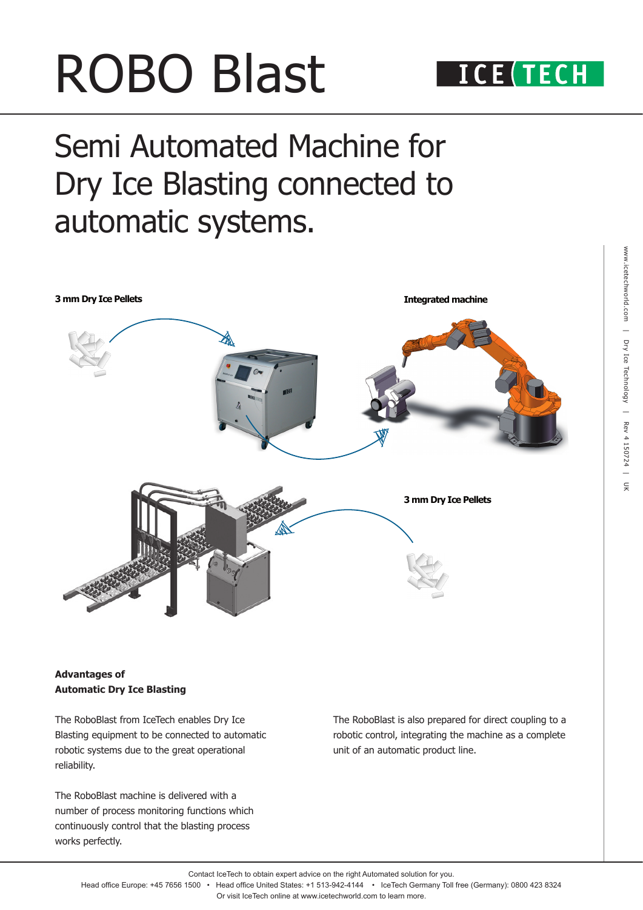# ROBO Blast

ICE TECH

## Semi Automated Machine for Dry Ice Blasting connected to automatic systems.

**3 mm Dry Ice Pellets**

**Integrated machine**

**3 mm Dry Ice Pellets**

**Advantages of Automatic Dry Ice Blasting**

The RoboBlast from IceTech enables Dry Ice Blasting equipment to be connected to automatic robotic systems due to the great operational reliability.

The RoboBlast machine is delivered with a number of process monitoring functions which continuously control that the blasting process works perfectly.

The RoboBlast is also prepared for direct coupling to a robotic control, integrating the machine as a complete unit of an automatic product line.

www.icetechworld.com | Dry Ice Technology | Rev 4 150724 | UK

Contact IceTech to obtain expert advice on the right Automated solution for you.
Head office Europe: +45 7656 1500 • Head office United States: +1 513-942-4144 • IceTech Germany Toll free (Germany): 0800 423 8324
Or visit IceTech online at www.icetechworld.com to learn more.